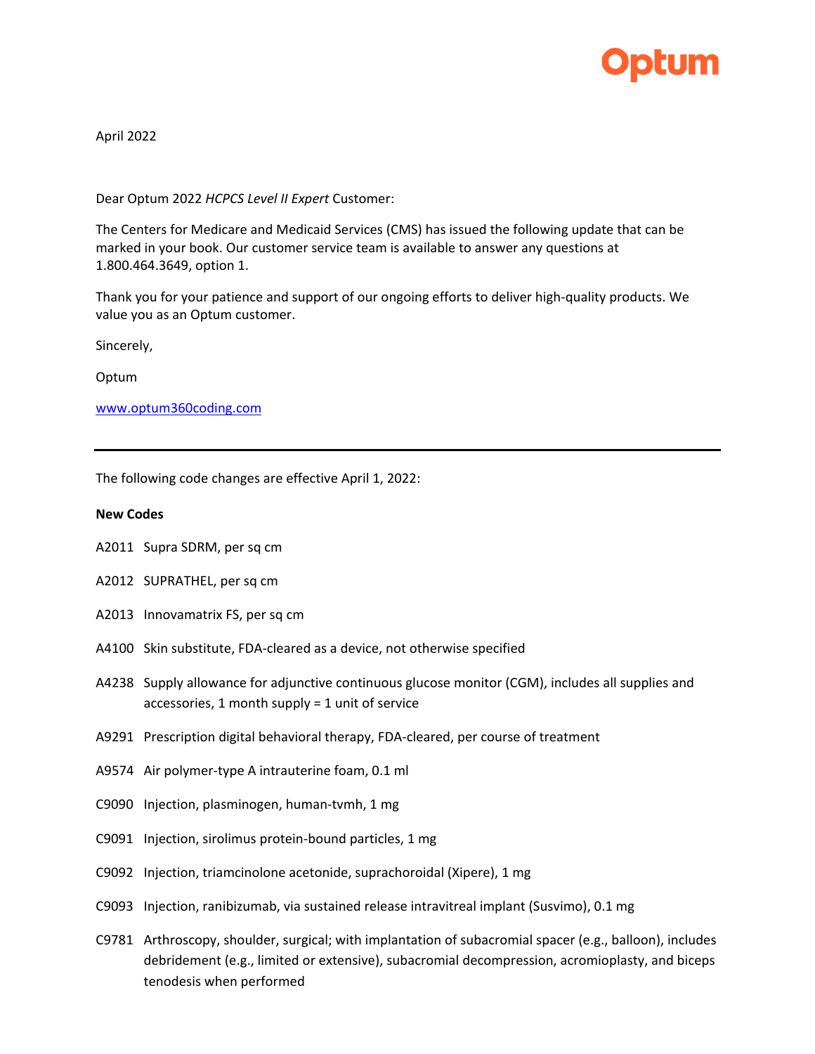Optum

April 2022

Dear Optum 2022 *HCPCS Level II Expert* Customer:

The Centers for Medicare and Medicaid Services (CMS) has issued the following update that can be marked in your book. Our customer service team is available to answer any questions at 1.800.464.3649, option 1.

Thank you for your patience and support of our ongoing efforts to deliver high-quality products. We value you as an Optum customer.

Sincerely,

Optum

[www.optum360coding.com](http://www.optum360coding.com)

---

The following code changes are effective April 1, 2022:

**New Codes**

A2011 Supra SDRM, per sq cm

A2012 SUPRATHEL, per sq cm

A2013 Innovamatrix FS, per sq cm

A4100 Skin substitute, FDA-cleared as a device, not otherwise specified

A4238 Supply allowance for adjunctive continuous glucose monitor (CGM), includes all supplies and accessories, 1 month supply = 1 unit of service

A9291 Prescription digital behavioral therapy, FDA-cleared, per course of treatment

A9574 Air polymer-type A intrauterine foam, 0.1 ml

C9090 Injection, plasminogen, human-tvmh, 1 mg

C9091 Injection, sirolimus protein-bound particles, 1 mg

C9092 Injection, triamcinolone acetonide, suprachoroidal (Xipere), 1 mg

C9093 Injection, ranibizumab, via sustained release intravitreal implant (Susvimo), 0.1 mg

C9781 Arthroscopy, shoulder, surgical; with implantation of subacromial spacer (e.g., balloon), includes debridement (e.g., limited or extensive), subacromial decompression, acromioplasty, and biceps tenodesis when performed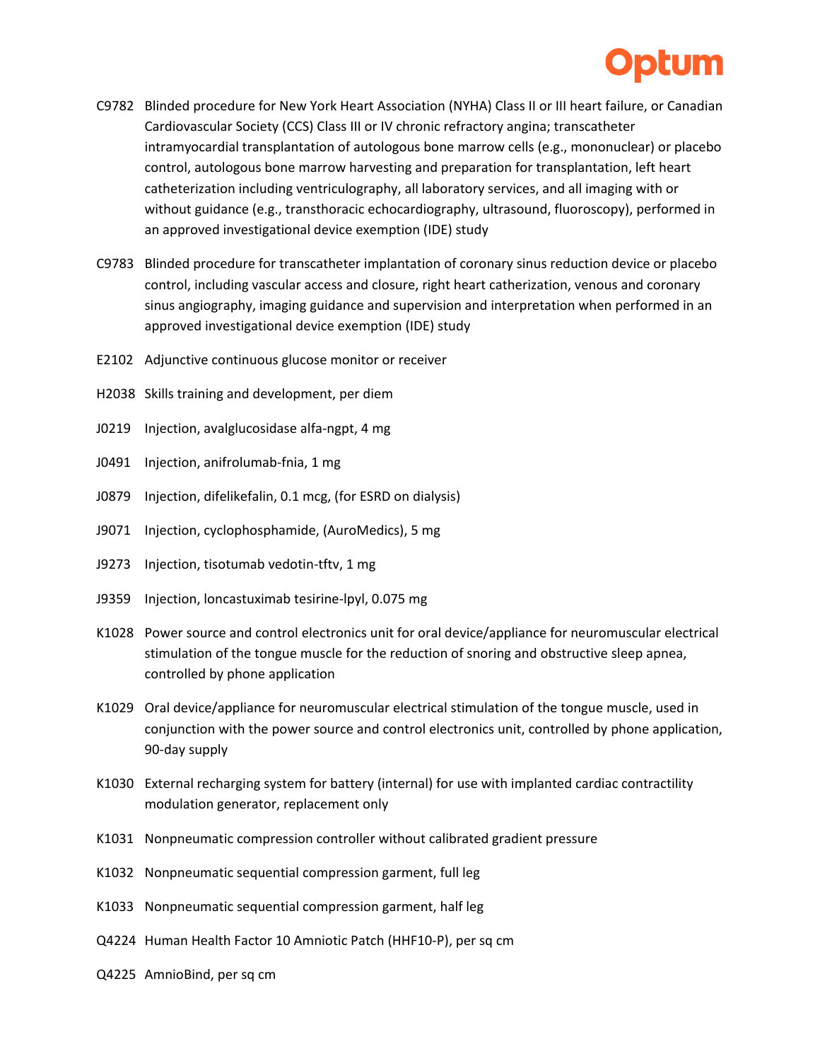C9782 Blinded procedure for New York Heart Association (NYHA) Class II or III heart failure, or Canadian Cardiovascular Society (CCS) Class III or IV chronic refractory angina; transcatheter intramyocardial transplantation of autologous bone marrow cells (e.g., mononuclear) or placebo control, autologous bone marrow harvesting and preparation for transplantation, left heart catheterization including ventriculography, all laboratory services, and all imaging with or without guidance (e.g., transthoracic echocardiography, ultrasound, fluoroscopy), performed in an approved investigational device exemption (IDE) study

C9783 Blinded procedure for transcatheter implantation of coronary sinus reduction device or placebo control, including vascular access and closure, right heart catheterization, venous and coronary sinus angiography, imaging guidance and supervision and interpretation when performed in an approved investigational device exemption (IDE) study

E2102 Adjunctive continuous glucose monitor or receiver

H2038 Skills training and development, per diem

J0219 Injection, avalglucosidase alfa-ngpt, 4 mg

J0491 Injection, anifrolumab-fnia, 1 mg

J0879 Injection, difelikefalin, 0.1 mcg, (for ESRD on dialysis)

J9071 Injection, cyclophosphamide, (AuroMedics), 5 mg

J9273 Injection, tisotumab vedotin-tftv, 1 mg

J9359 Injection, loncastuximab tesirine-lpyl, 0.075 mg

K1028 Power source and control electronics unit for oral device/appliance for neuromuscular electrical stimulation of the tongue muscle for the reduction of snoring and obstructive sleep apnea, controlled by phone application

K1029 Oral device/appliance for neuromuscular electrical stimulation of the tongue muscle, used in conjunction with the power source and control electronics unit, controlled by phone application, 90-day supply

K1030 External recharging system for battery (internal) for use with implanted cardiac contractility modulation generator, replacement only

K1031 Nonpneumatic compression controller without calibrated gradient pressure

K1032 Nonpneumatic sequential compression garment, full leg

K1033 Nonpneumatic sequential compression garment, half leg

Q4224 Human Health Factor 10 Amniotic Patch (HHF10-P), per sq cm

Q4225 AmnioBind, per sq cm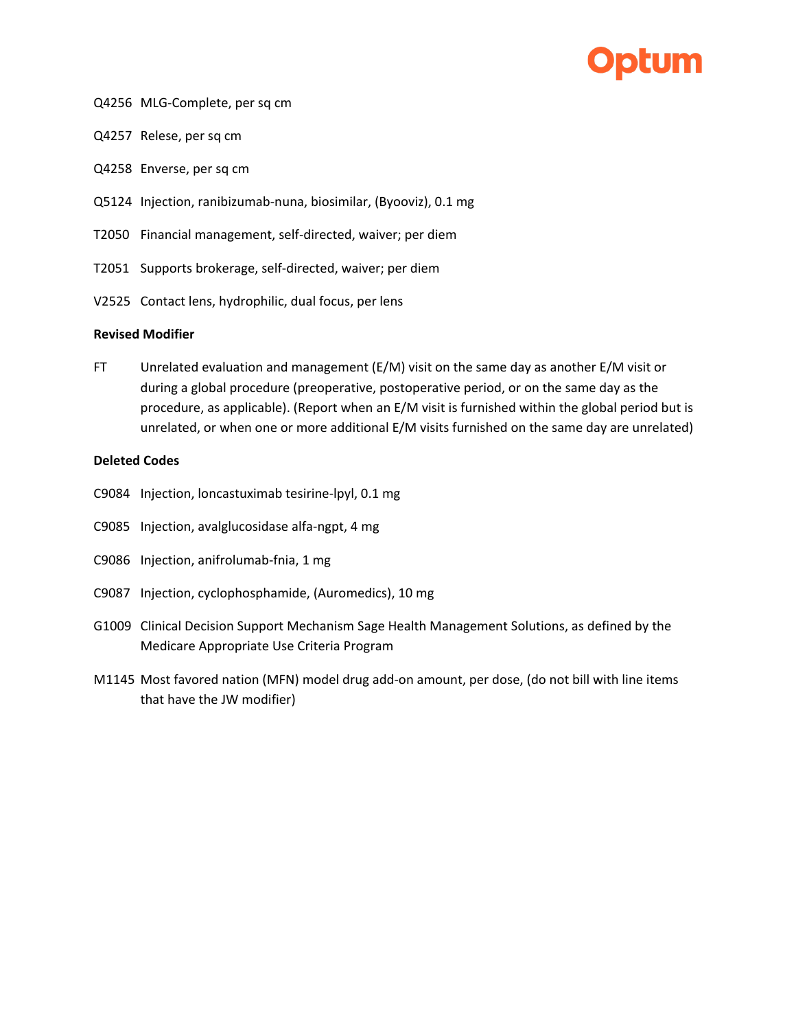Q4256 MLG-Complete, per sq cm

Q4257 Relese, per sq cm

Q4258 Enverse, per sq cm

Q5124 Injection, ranibizumab-nuna, biosimilar, (Byooviz), 0.1 mg

T2050 Financial management, self-directed, waiver; per diem

T2051 Supports brokerage, self-directed, waiver; per diem

V2525 Contact lens, hydrophilic, dual focus, per lens

**Revised Modifier**

FT Unrelated evaluation and management (E/M) visit on the same day as another E/M visit or during a global procedure (preoperative, postoperative period, or on the same day as the procedure, as applicable). (Report when an E/M visit is furnished within the global period but is unrelated, or when one or more additional E/M visits furnished on the same day are unrelated)

**Deleted Codes**

C9084 Injection, loncastuximab tesirine-lpyl, 0.1 mg

C9085 Injection, avalglucosidase alfa-ngpt, 4 mg

C9086 Injection, anifrolumab-fnia, 1 mg

C9087 Injection, cyclophosphamide, (Auromedics), 10 mg

G1009 Clinical Decision Support Mechanism Sage Health Management Solutions, as defined by the Medicare Appropriate Use Criteria Program

M1145 Most favored nation (MFN) model drug add-on amount, per dose, (do not bill with line items that have the JW modifier)